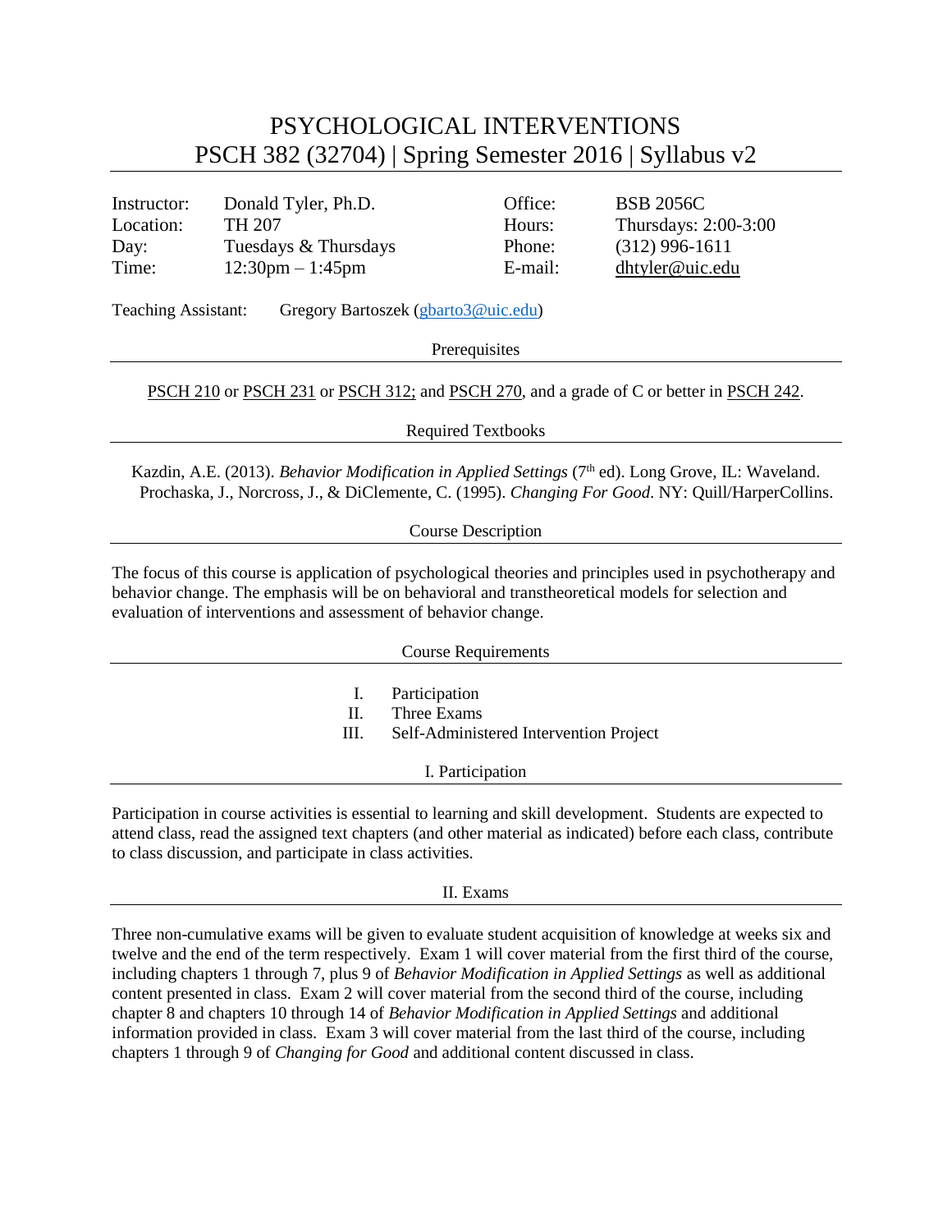# PSYCHOLOGICAL INTERVENTIONS
# PSCH 382 (32704) | Spring Semester 2016 | Syllabus v2

| | | | |
|---|---|---|---|
| Instructor: | Donald Tyler, Ph.D. | Office: | BSB 2056C |
| Location: | TH 207 | Hours: | Thursdays: 2:00-3:00 |
| Day: | Tuesdays & Thursdays | Phone: | (312) 996-1611 |
| Time: | 12:30pm – 1:45pm | E-mail: | dhtyler@uic.edu |

Teaching Assistant: Gregory Bartoszek (gbarto3@uic.edu)

## Prerequisites

PSCH 210 or PSCH 231 or PSCH 312; and PSCH 270, and a grade of C or better in PSCH 242.

## Required Textbooks

Kazdin, A.E. (2013). *Behavior Modification in Applied Settings* (7th ed). Long Grove, IL: Waveland.
Prochaska, J., Norcross, J., & DiClemente, C. (1995). *Changing For Good*. NY: Quill/HarperCollins.

## Course Description

The focus of this course is application of psychological theories and principles used in psychotherapy and behavior change. The emphasis will be on behavioral and transtheoretical models for selection and evaluation of interventions and assessment of behavior change.

## Course Requirements

I. Participation
II. Three Exams
III. Self-Administered Intervention Project

## I. Participation

Participation in course activities is essential to learning and skill development. Students are expected to attend class, read the assigned text chapters (and other material as indicated) before each class, contribute to class discussion, and participate in class activities.

## II. Exams

Three non-cumulative exams will be given to evaluate student acquisition of knowledge at weeks six and twelve and the end of the term respectively. Exam 1 will cover material from the first third of the course, including chapters 1 through 7, plus 9 of *Behavior Modification in Applied Settings* as well as additional content presented in class. Exam 2 will cover material from the second third of the course, including chapter 8 and chapters 10 through 14 of *Behavior Modification in Applied Settings* and additional information provided in class. Exam 3 will cover material from the last third of the course, including chapters 1 through 9 of *Changing for Good* and additional content discussed in class.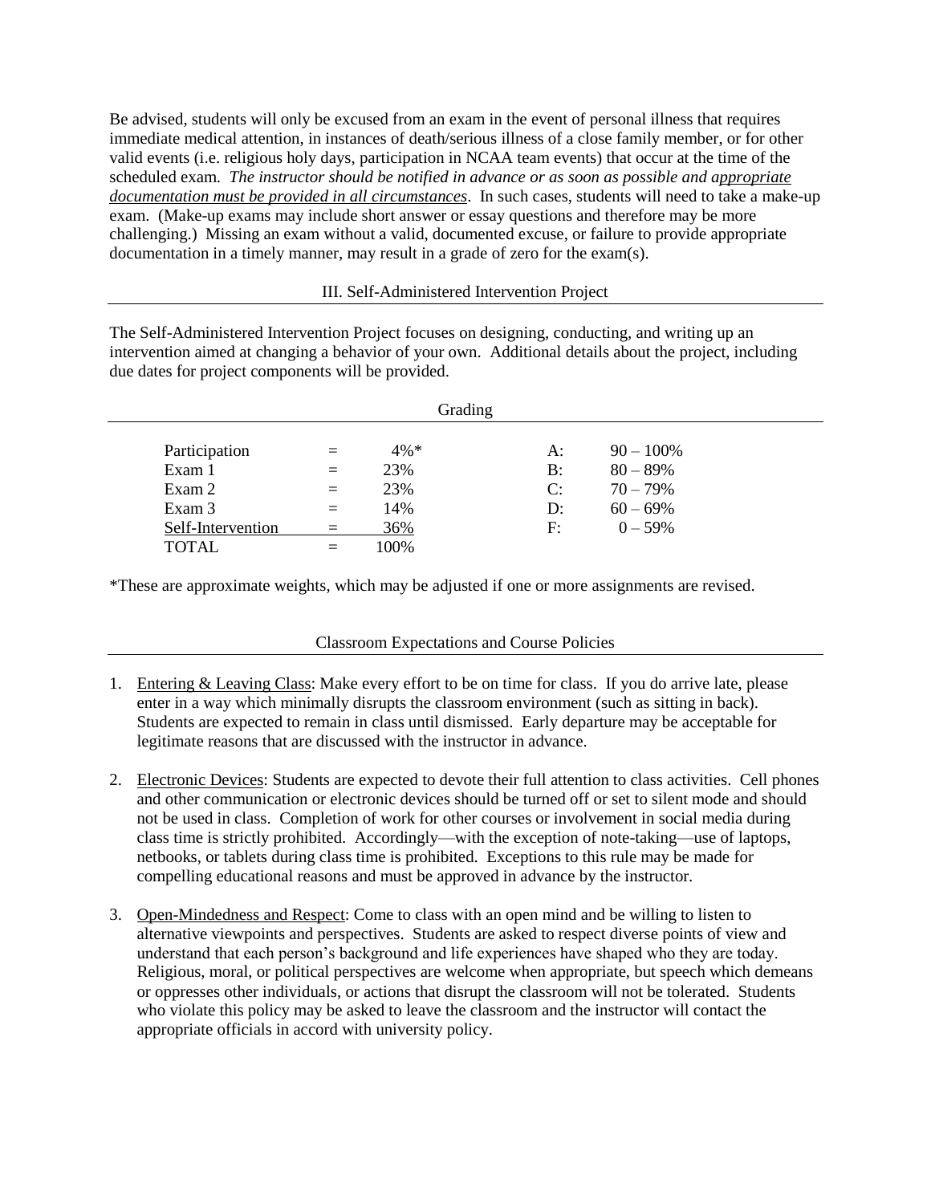Be advised, students will only be excused from an exam in the event of personal illness that requires immediate medical attention, in instances of death/serious illness of a close family member, or for other valid events (i.e. religious holy days, participation in NCAA team events) that occur at the time of the scheduled exam. *The instructor should be notified in advance or as soon as possible and appropriate documentation must be provided in all circumstances*. In such cases, students will need to take a make-up exam. (Make-up exams may include short answer or essay questions and therefore may be more challenging.) Missing an exam without a valid, documented excuse, or failure to provide appropriate documentation in a timely manner, may result in a grade of zero for the exam(s).

## III. Self-Administered Intervention Project

The Self-Administered Intervention Project focuses on designing, conducting, and writing up an intervention aimed at changing a behavior of your own. Additional details about the project, including due dates for project components will be provided.

## Grading

| Component | | Weight | Grade | Range |
|---|---|---|---|---|
| Participation | = | 4%* | A: | 90 – 100% |
| Exam 1 | = | 23% | B: | 80 – 89% |
| Exam 2 | = | 23% | C: | 70 – 79% |
| Exam 3 | = | 14% | D: | 60 – 69% |
| Self-Intervention | = | 36% | F: | 0 – 59% |
| TOTAL | = | 100% | | |

*These are approximate weights, which may be adjusted if one or more assignments are revised.

## Classroom Expectations and Course Policies

1. Entering & Leaving Class: Make every effort to be on time for class. If you do arrive late, please enter in a way which minimally disrupts the classroom environment (such as sitting in back). Students are expected to remain in class until dismissed. Early departure may be acceptable for legitimate reasons that are discussed with the instructor in advance.

2. Electronic Devices: Students are expected to devote their full attention to class activities. Cell phones and other communication or electronic devices should be turned off or set to silent mode and should not be used in class. Completion of work for other courses or involvement in social media during class time is strictly prohibited. Accordingly—with the exception of note-taking—use of laptops, netbooks, or tablets during class time is prohibited. Exceptions to this rule may be made for compelling educational reasons and must be approved in advance by the instructor.

3. Open-Mindedness and Respect: Come to class with an open mind and be willing to listen to alternative viewpoints and perspectives. Students are asked to respect diverse points of view and understand that each person's background and life experiences have shaped who they are today. Religious, moral, or political perspectives are welcome when appropriate, but speech which demeans or oppresses other individuals, or actions that disrupt the classroom will not be tolerated. Students who violate this policy may be asked to leave the classroom and the instructor will contact the appropriate officials in accord with university policy.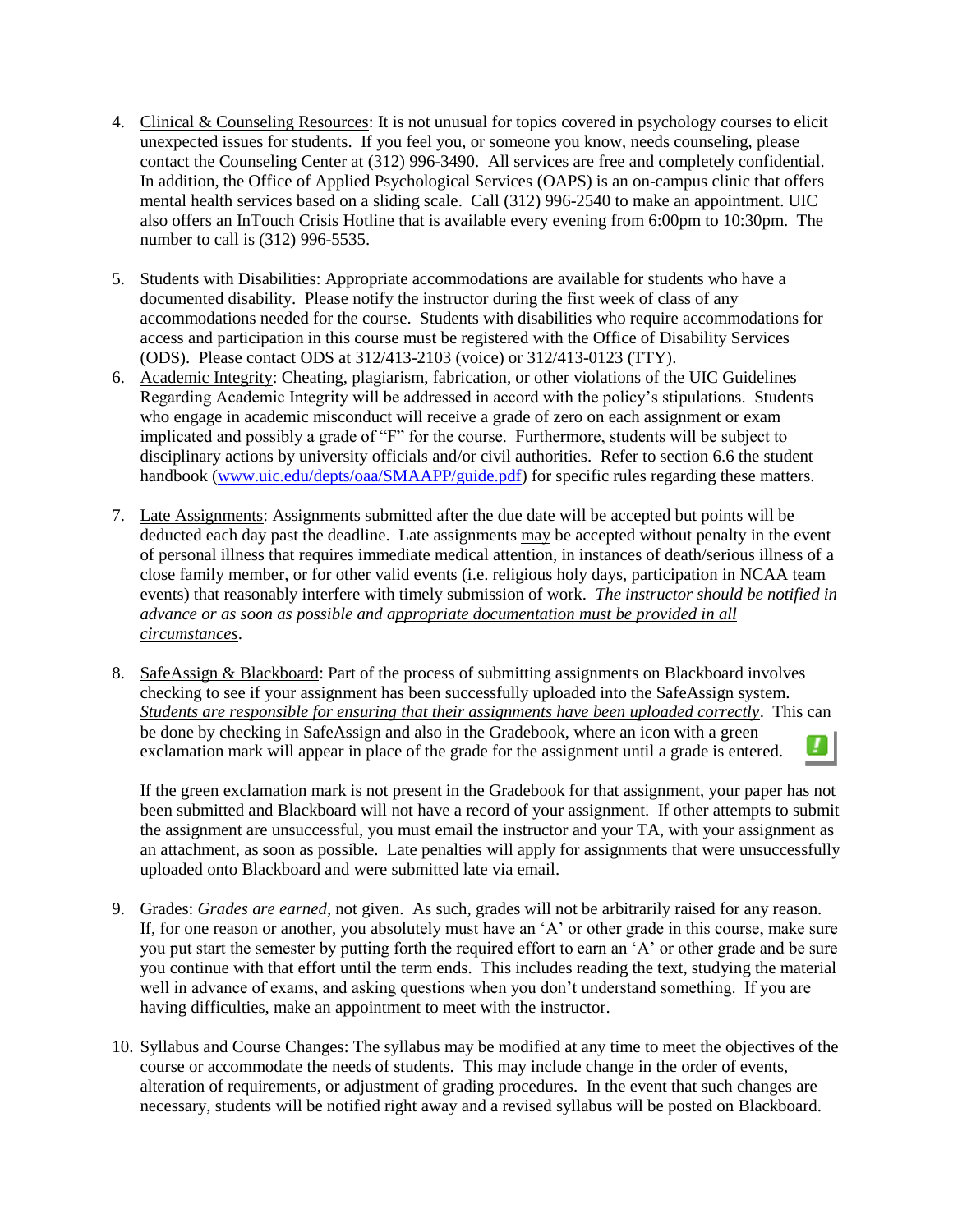4. Clinical & Counseling Resources: It is not unusual for topics covered in psychology courses to elicit unexpected issues for students. If you feel you, or someone you know, needs counseling, please contact the Counseling Center at (312) 996-3490. All services are free and completely confidential. In addition, the Office of Applied Psychological Services (OAPS) is an on-campus clinic that offers mental health services based on a sliding scale. Call (312) 996-2540 to make an appointment. UIC also offers an InTouch Crisis Hotline that is available every evening from 6:00pm to 10:30pm. The number to call is (312) 996-5535.

5. Students with Disabilities: Appropriate accommodations are available for students who have a documented disability. Please notify the instructor during the first week of class of any accommodations needed for the course. Students with disabilities who require accommodations for access and participation in this course must be registered with the Office of Disability Services (ODS). Please contact ODS at 312/413-2103 (voice) or 312/413-0123 (TTY).

6. Academic Integrity: Cheating, plagiarism, fabrication, or other violations of the UIC Guidelines Regarding Academic Integrity will be addressed in accord with the policy's stipulations. Students who engage in academic misconduct will receive a grade of zero on each assignment or exam implicated and possibly a grade of "F" for the course. Furthermore, students will be subject to disciplinary actions by university officials and/or civil authorities. Refer to section 6.6 the student handbook (www.uic.edu/depts/oaa/SMAAPP/guide.pdf) for specific rules regarding these matters.

7. Late Assignments: Assignments submitted after the due date will be accepted but points will be deducted each day past the deadline. Late assignments may be accepted without penalty in the event of personal illness that requires immediate medical attention, in instances of death/serious illness of a close family member, or for other valid events (i.e. religious holy days, participation in NCAA team events) that reasonably interfere with timely submission of work. *The instructor should be notified in advance or as soon as possible and appropriate documentation must be provided in all circumstances*.

8. SafeAssign & Blackboard: Part of the process of submitting assignments on Blackboard involves checking to see if your assignment has been successfully uploaded into the SafeAssign system. *Students are responsible for ensuring that their assignments have been uploaded correctly*. This can be done by checking in SafeAssign and also in the Gradebook, where an icon with a green exclamation mark will appear in place of the grade for the assignment until a grade is entered.

   If the green exclamation mark is not present in the Gradebook for that assignment, your paper has not been submitted and Blackboard will not have a record of your assignment. If other attempts to submit the assignment are unsuccessful, you must email the instructor and your TA, with your assignment as an attachment, as soon as possible. Late penalties will apply for assignments that were unsuccessfully uploaded onto Blackboard and were submitted late via email.

9. Grades: *Grades are earned*, not given. As such, grades will not be arbitrarily raised for any reason. If, for one reason or another, you absolutely must have an 'A' or other grade in this course, make sure you put start the semester by putting forth the required effort to earn an 'A' or other grade and be sure you continue with that effort until the term ends. This includes reading the text, studying the material well in advance of exams, and asking questions when you don't understand something. If you are having difficulties, make an appointment to meet with the instructor.

10. Syllabus and Course Changes: The syllabus may be modified at any time to meet the objectives of the course or accommodate the needs of students. This may include change in the order of events, alteration of requirements, or adjustment of grading procedures. In the event that such changes are necessary, students will be notified right away and a revised syllabus will be posted on Blackboard.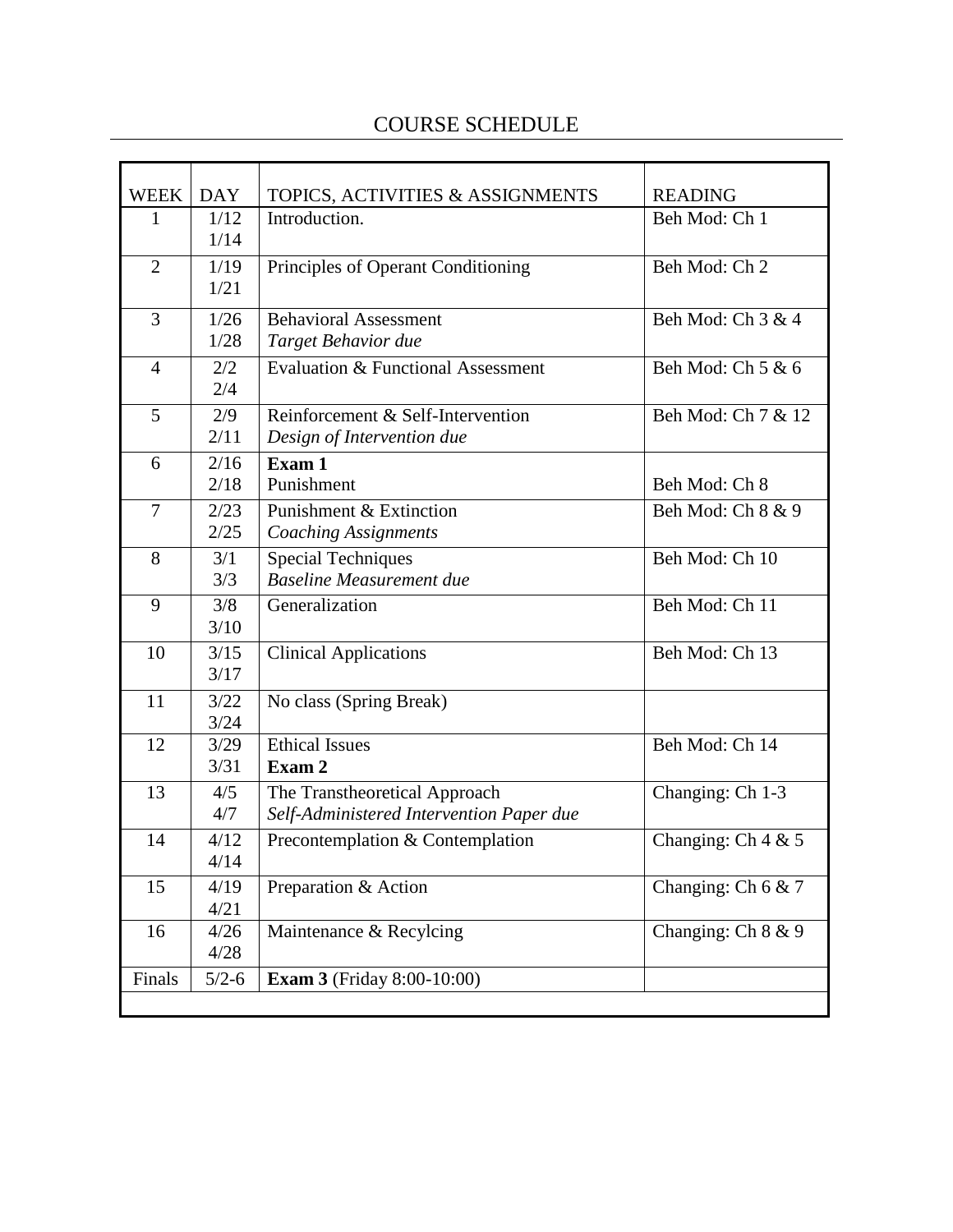# COURSE SCHEDULE

| WEEK | DAY | TOPICS, ACTIVITIES & ASSIGNMENTS | READING |
|---|---|---|---|
| 1 | 1/12<br>1/14 | Introduction. | Beh Mod: Ch 1 |
| 2 | 1/19<br>1/21 | Principles of Operant Conditioning | Beh Mod: Ch 2 |
| 3 | 1/26<br>1/28 | Behavioral Assessment<br>*Target Behavior due* | Beh Mod: Ch 3 & 4 |
| 4 | 2/2<br>2/4 | Evaluation & Functional Assessment | Beh Mod: Ch 5 & 6 |
| 5 | 2/9<br>2/11 | Reinforcement & Self-Intervention<br>*Design of Intervention due* | Beh Mod: Ch 7 & 12 |
| 6 | 2/16<br>2/18 | **Exam 1**<br>Punishment | <br>Beh Mod: Ch 8 |
| 7 | 2/23<br>2/25 | Punishment & Extinction<br>*Coaching Assignments* | Beh Mod: Ch 8 & 9 |
| 8 | 3/1<br>3/3 | Special Techniques<br>*Baseline Measurement due* | Beh Mod: Ch 10 |
| 9 | 3/8<br>3/10 | Generalization | Beh Mod: Ch 11 |
| 10 | 3/15<br>3/17 | Clinical Applications | Beh Mod: Ch 13 |
| 11 | 3/22<br>3/24 | No class (Spring Break) | |
| 12 | 3/29<br>3/31 | Ethical Issues<br>**Exam 2** | Beh Mod: Ch 14 |
| 13 | 4/5<br>4/7 | The Transtheoretical Approach<br>*Self-Administered Intervention Paper due* | Changing: Ch 1-3 |
| 14 | 4/12<br>4/14 | Precontemplation & Contemplation | Changing: Ch 4 & 5 |
| 15 | 4/19<br>4/21 | Preparation & Action | Changing: Ch 6 & 7 |
| 16 | 4/26<br>4/28 | Maintenance & Recylcing | Changing: Ch 8 & 9 |
| Finals | 5/2-6 | **Exam 3** (Friday 8:00-10:00) | |